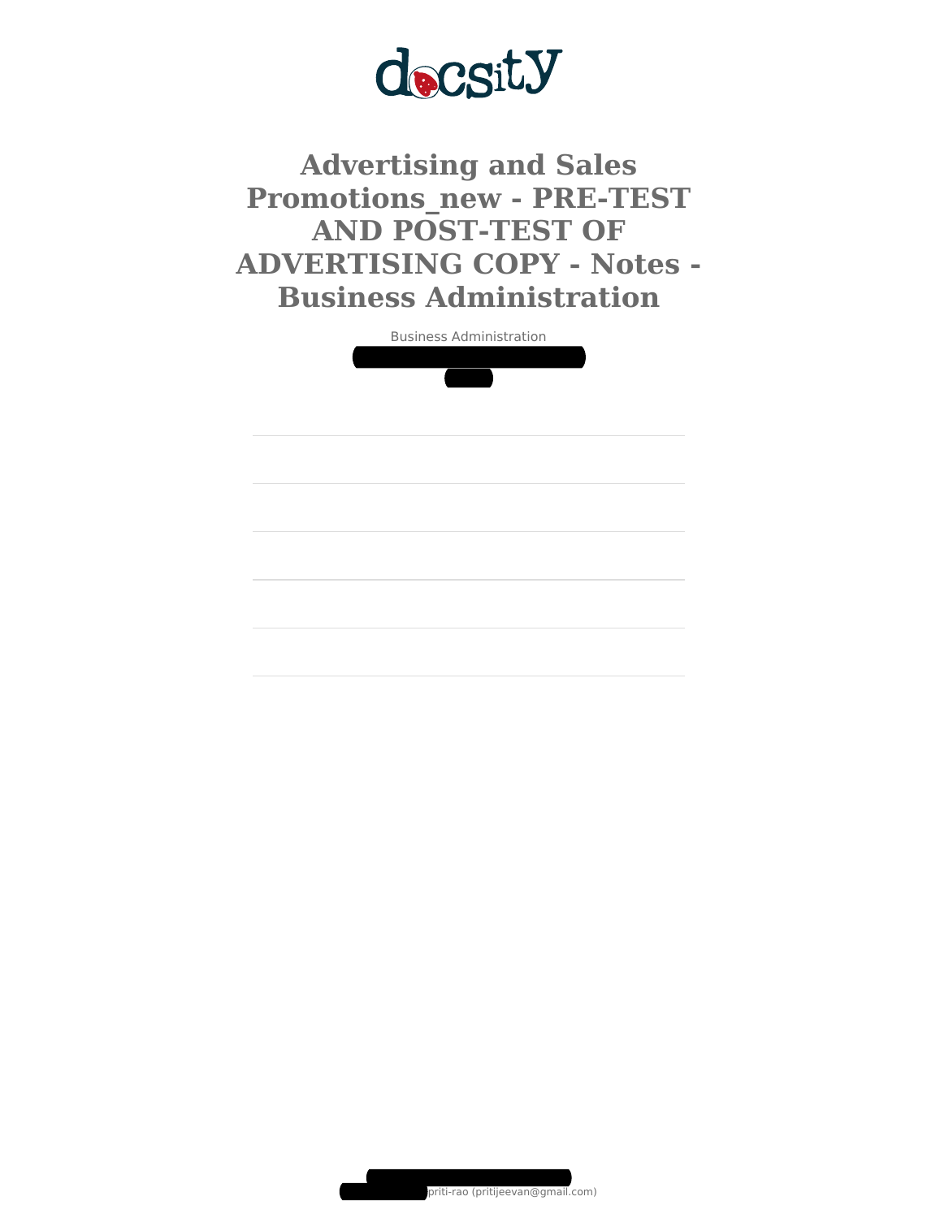# Advertising and Sales Promotions_new - PRE-TEST AND POST-TEST OF ADVERTISING COPY - Notes - Business Administration

Business Administration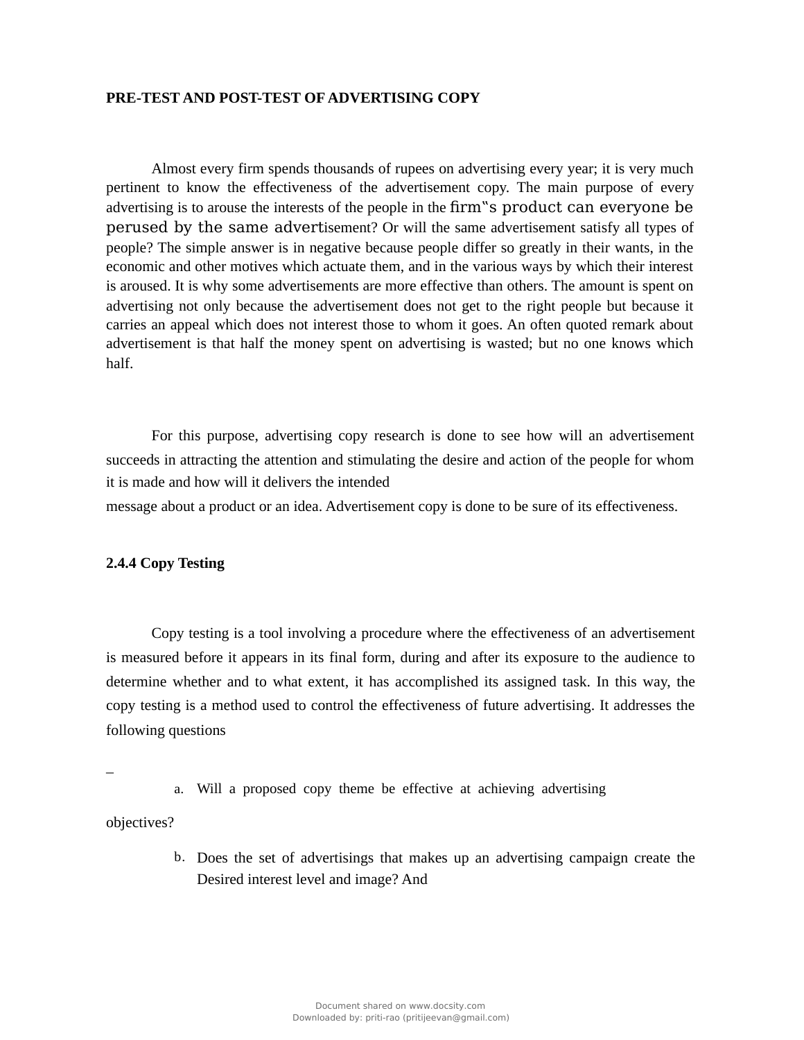**PRE-TEST AND POST-TEST OF ADVERTISING COPY**

Almost every firm spends thousands of rupees on advertising every year; it is very much pertinent to know the effectiveness of the advertisement copy. The main purpose of every advertising is to arouse the interests of the people in the firm"s product can everyone be perused by the same advertisement? Or will the same advertisement satisfy all types of people? The simple answer is in negative because people differ so greatly in their wants, in the economic and other motives which actuate them, and in the various ways by which their interest is aroused. It is why some advertisements are more effective than others. The amount is spent on advertising not only because the advertisement does not get to the right people but because it carries an appeal which does not interest those to whom it goes. An often quoted remark about advertisement is that half the money spent on advertising is wasted; but no one knows which half.

For this purpose, advertising copy research is done to see how will an advertisement succeeds in attracting the attention and stimulating the desire and action of the people for whom it is made and how will it delivers the intended message about a product or an idea. Advertisement copy is done to be sure of its effectiveness.

**2.4.4 Copy Testing**

Copy testing is a tool involving a procedure where the effectiveness of an advertisement is measured before it appears in its final form, during and after its exposure to the audience to determine whether and to what extent, it has accomplished its assigned task. In this way, the copy testing is a method used to control the effectiveness of future advertising. It addresses the following questions

–

a. Will a proposed copy theme be effective at achieving advertising objectives?

b. Does the set of advertisings that makes up an advertising campaign create the Desired interest level and image? And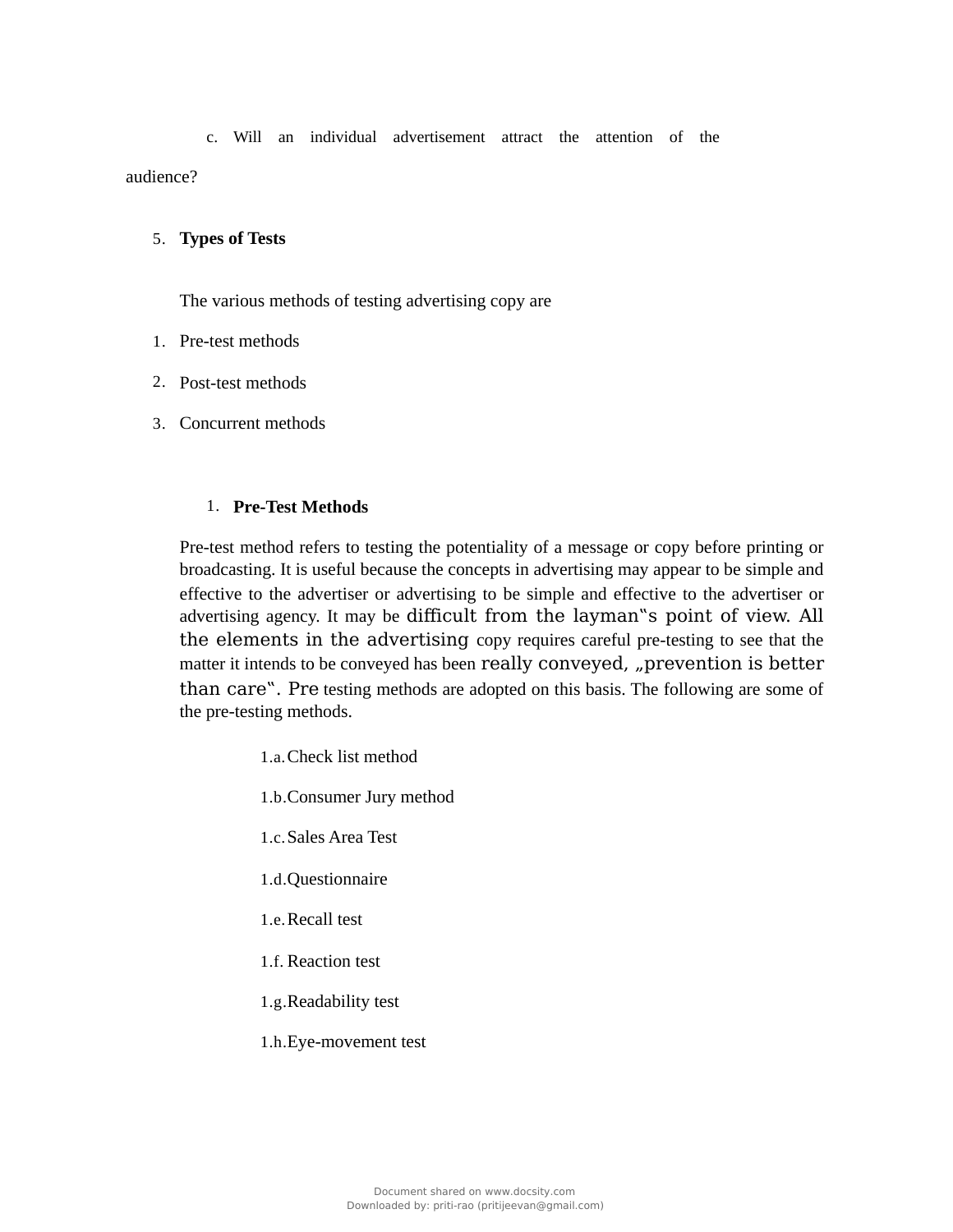c. Will an individual advertisement attract the attention of the audience?

5. **Types of Tests**

The various methods of testing advertising copy are

1. Pre-test methods
2. Post-test methods
3. Concurrent methods

1. **Pre-Test Methods**

Pre-test method refers to testing the potentiality of a message or copy before printing or broadcasting. It is useful because the concepts in advertising may appear to be simple and effective to the advertiser or advertising to be simple and effective to the advertiser or advertising agency. It may be difficult from the layman�because s point of view. All the elements in the advertising copy requires careful pre-testing to see that the matter it intends to be conveyed has been really conveyed, „prevention is better than care‟. Pre testing methods are adopted on this basis. The following are some of the pre-testing methods.

1.a. Check list method

1.b. Consumer Jury method

1.c. Sales Area Test

1.d. Questionnaire

1.e. Recall test

1.f. Reaction test

1.g. Readability test

1.h. Eye-movement test

c. Will an individual advertisement attract the attention of the audience?

5. **Types of Tests**

The various methods of testing advertising copy are

1. Pre-test methods
2. Post-test methods
3. Concurrent methods

1. **Pre-Test Methods**

Pre-test method refers to testing the potentiality of a message or copy before printing or broadcasting. It is useful because the concepts in advertising may appear to be simple and effective to the advertiser or advertising to be simple and effective to the advertiser or advertising agency. It may be difficult from the layman‟s point of view. All the elements in the advertising copy requires careful pre-testing to see that the matter it intends to be conveyed has been really conveyed, „prevention is better than care‟. Pre testing methods are adopted on this basis. The following are some of the pre-testing methods.

1.a. Check list method

1.b. Consumer Jury method

1.c. Sales Area Test

1.d. Questionnaire

1.e. Recall test

1.f. Reaction test

1.g. Readability test

1.h. Eye-movement test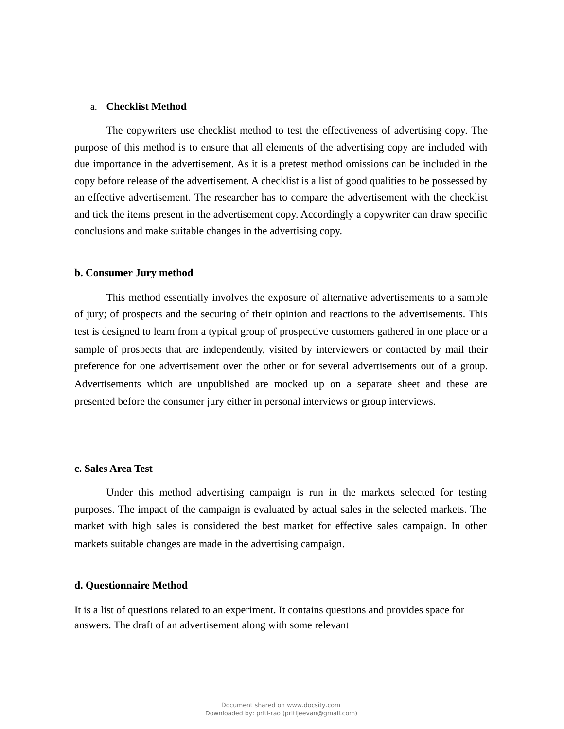a. **Checklist Method**

The copywriters use checklist method to test the effectiveness of advertising copy. The purpose of this method is to ensure that all elements of the advertising copy are included with due importance in the advertisement. As it is a pretest method omissions can be included in the copy before release of the advertisement. A checklist is a list of good qualities to be possessed by an effective advertisement. The researcher has to compare the advertisement with the checklist and tick the items present in the advertisement copy. Accordingly a copywriter can draw specific conclusions and make suitable changes in the advertising copy.

**b. Consumer Jury method**

This method essentially involves the exposure of alternative advertisements to a sample of jury; of prospects and the securing of their opinion and reactions to the advertisements. This test is designed to learn from a typical group of prospective customers gathered in one place or a sample of prospects that are independently, visited by interviewers or contacted by mail their preference for one advertisement over the other or for several advertisements out of a group. Advertisements which are unpublished are mocked up on a separate sheet and these are presented before the consumer jury either in personal interviews or group interviews.

**c. Sales Area Test**

Under this method advertising campaign is run in the markets selected for testing purposes. The impact of the campaign is evaluated by actual sales in the selected markets. The market with high sales is considered the best market for effective sales campaign. In other markets suitable changes are made in the advertising campaign.

**d. Questionnaire Method**

It is a list of questions related to an experiment. It contains questions and provides space for answers. The draft of an advertisement along with some relevant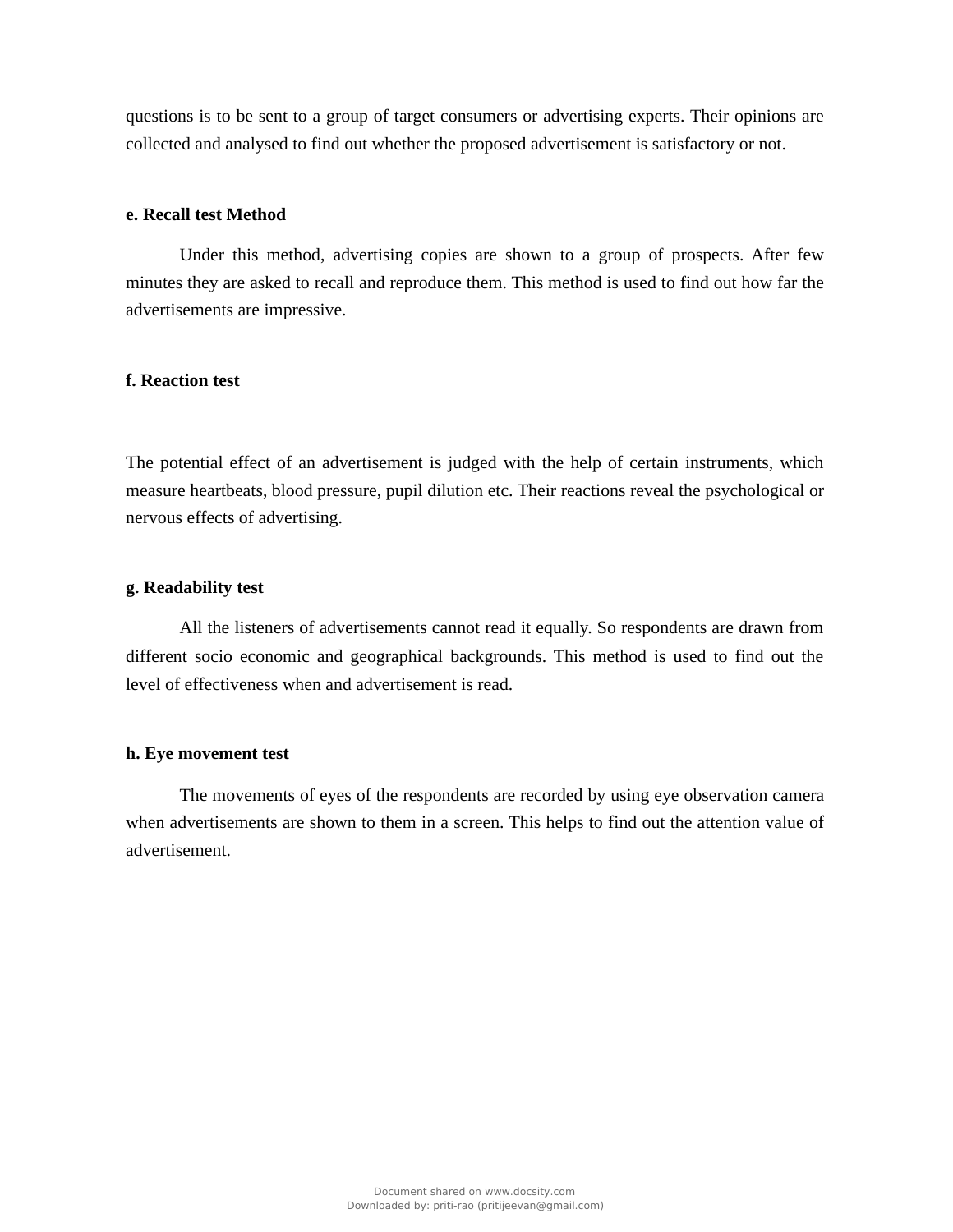questions is to be sent to a group of target consumers or advertising experts. Their opinions are collected and analysed to find out whether the proposed advertisement is satisfactory or not.

**e. Recall test Method**

Under this method, advertising copies are shown to a group of prospects. After few minutes they are asked to recall and reproduce them. This method is used to find out how far the advertisements are impressive.

**f. Reaction test**

The potential effect of an advertisement is judged with the help of certain instruments, which measure heartbeats, blood pressure, pupil dilution etc. Their reactions reveal the psychological or nervous effects of advertising.

**g. Readability test**

All the listeners of advertisements cannot read it equally. So respondents are drawn from different socio economic and geographical backgrounds. This method is used to find out the level of effectiveness when and advertisement is read.

**h. Eye movement test**

The movements of eyes of the respondents are recorded by using eye observation camera when advertisements are shown to them in a screen. This helps to find out the attention value of advertisement.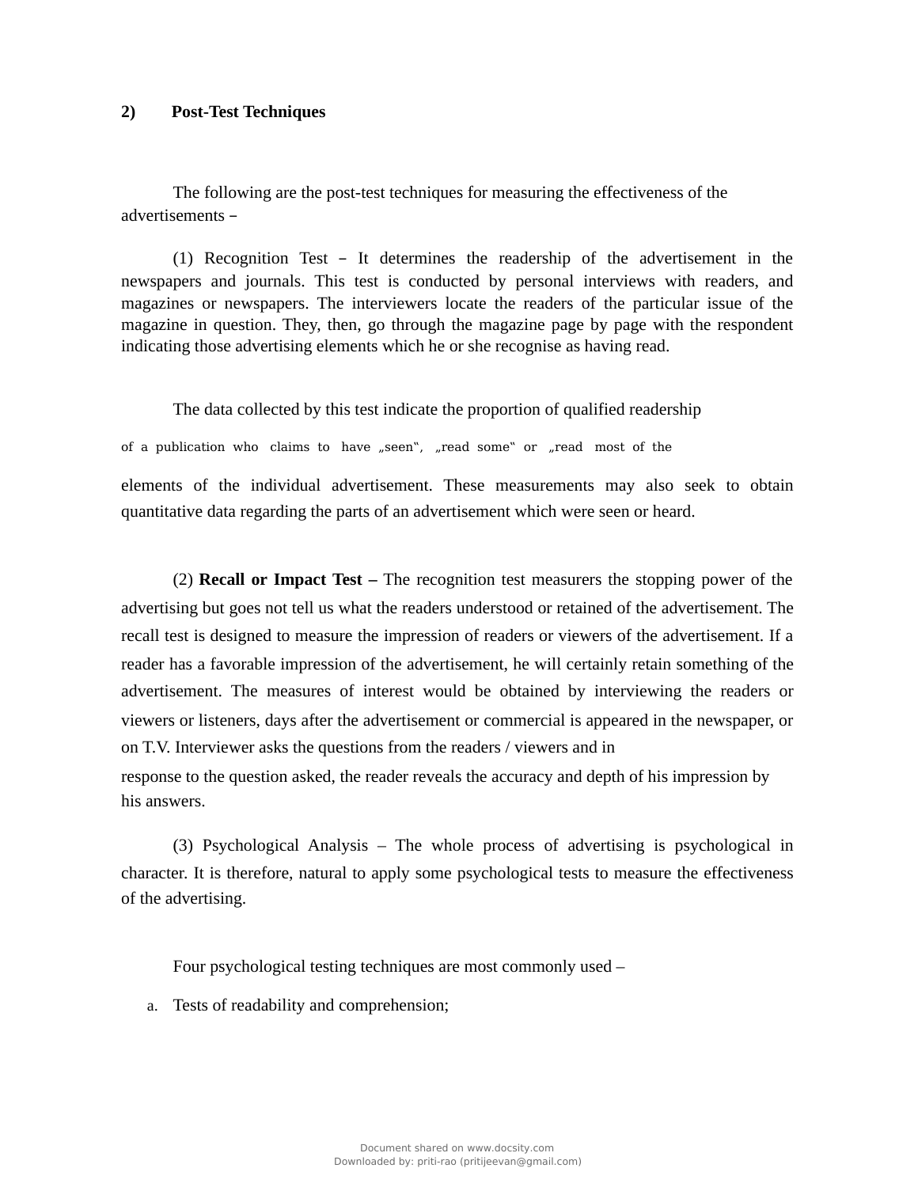## 2) Post-Test Techniques

The following are the post-test techniques for measuring the effectiveness of the advertisements –

(1) Recognition Test – It determines the readership of the advertisement in the newspapers and journals. This test is conducted by personal interviews with readers, and magazines or newspapers. The interviewers locate the readers of the particular issue of the magazine in question. They, then, go through the magazine page by page with the respondent indicating those advertising elements which he or she recognise as having read.

The data collected by this test indicate the proportion of qualified readership of a publication who claims to have „seen", „read some" or „read most of the elements of the individual advertisement. These measurements may also seek to obtain quantitative data regarding the parts of an advertisement which were seen or heard.

(2) **Recall or Impact Test –** The recognition test measurers the stopping power of the advertising but goes not tell us what the readers understood or retained of the advertisement. The recall test is designed to measure the impression of readers or viewers of the advertisement. If a reader has a favorable impression of the advertisement, he will certainly retain something of the advertisement. The measures of interest would be obtained by interviewing the readers or viewers or listeners, days after the advertisement or commercial is appeared in the newspaper, or on T.V. Interviewer asks the questions from the readers / viewers and in response to the question asked, the reader reveals the accuracy and depth of his impression by his answers.

(3) Psychological Analysis – The whole process of advertising is psychological in character. It is therefore, natural to apply some psychological tests to measure the effectiveness of the advertising.

Four psychological testing techniques are most commonly used –

a. Tests of readability and comprehension;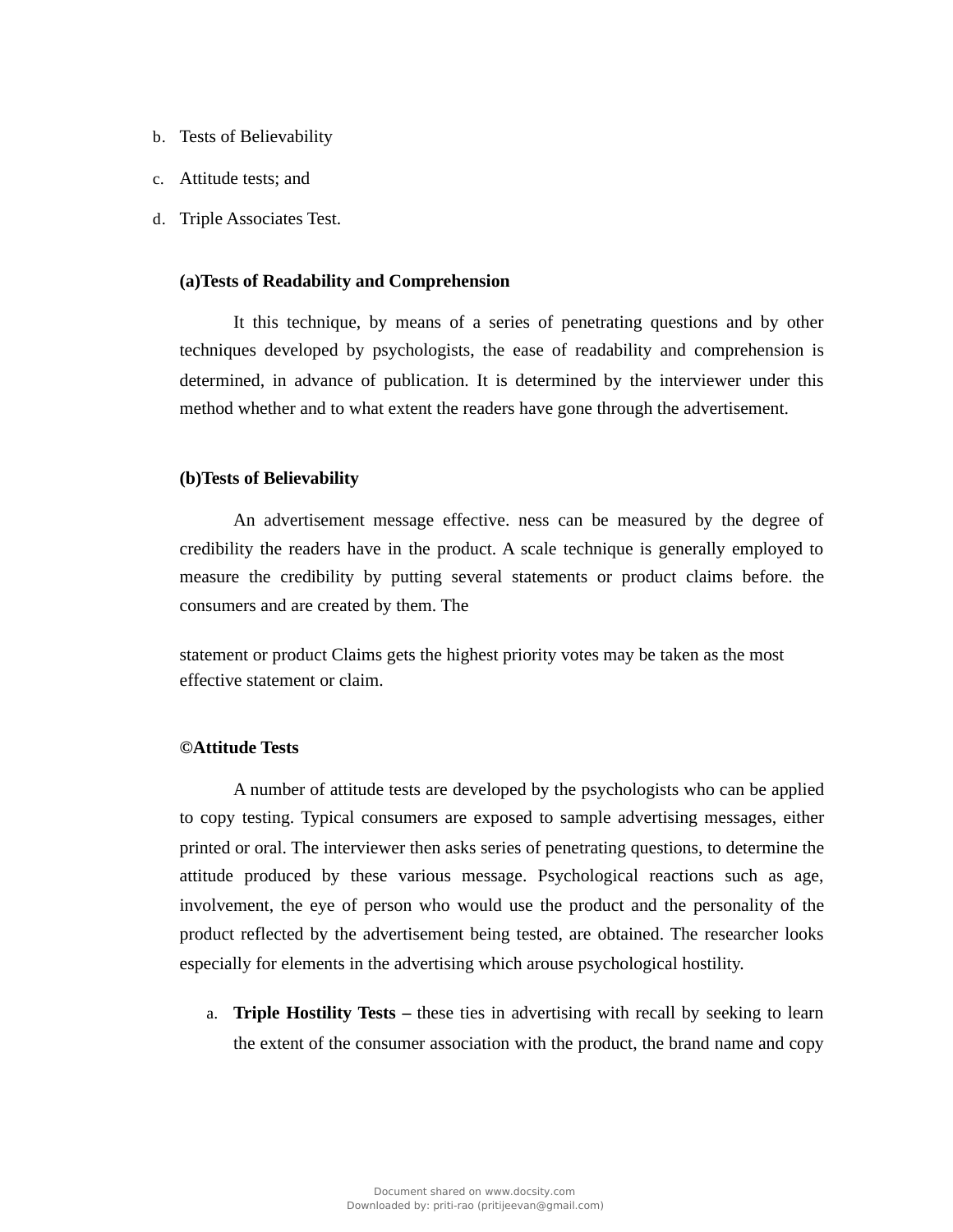b. Tests of Believability
c. Attitude tests; and
d. Triple Associates Test.

**(a)Tests of Readability and Comprehension**

It this technique, by means of a series of penetrating questions and by other techniques developed by psychologists, the ease of readability and comprehension is determined, in advance of publication. It is determined by the interviewer under this method whether and to what extent the readers have gone through the advertisement.

**(b)Tests of Believability**

An advertisement message effective. ness can be measured by the degree of credibility the readers have in the product. A scale technique is generally employed to measure the credibility by putting several statements or product claims before. the consumers and are created by them. The

statement or product Claims gets the highest priority votes may be taken as the most effective statement or claim.

**©Attitude Tests**

A number of attitude tests are developed by the psychologists who can be applied to copy testing. Typical consumers are exposed to sample advertising messages, either printed or oral. The interviewer then asks series of penetrating questions, to determine the attitude produced by these various message. Psychological reactions such as age, involvement, the eye of person who would use the product and the personality of the product reflected by the advertisement being tested, are obtained. The researcher looks especially for elements in the advertising which arouse psychological hostility.

a. **Triple Hostility Tests –** these ties in advertising with recall by seeking to learn the extent of the consumer association with the product, the brand name and copy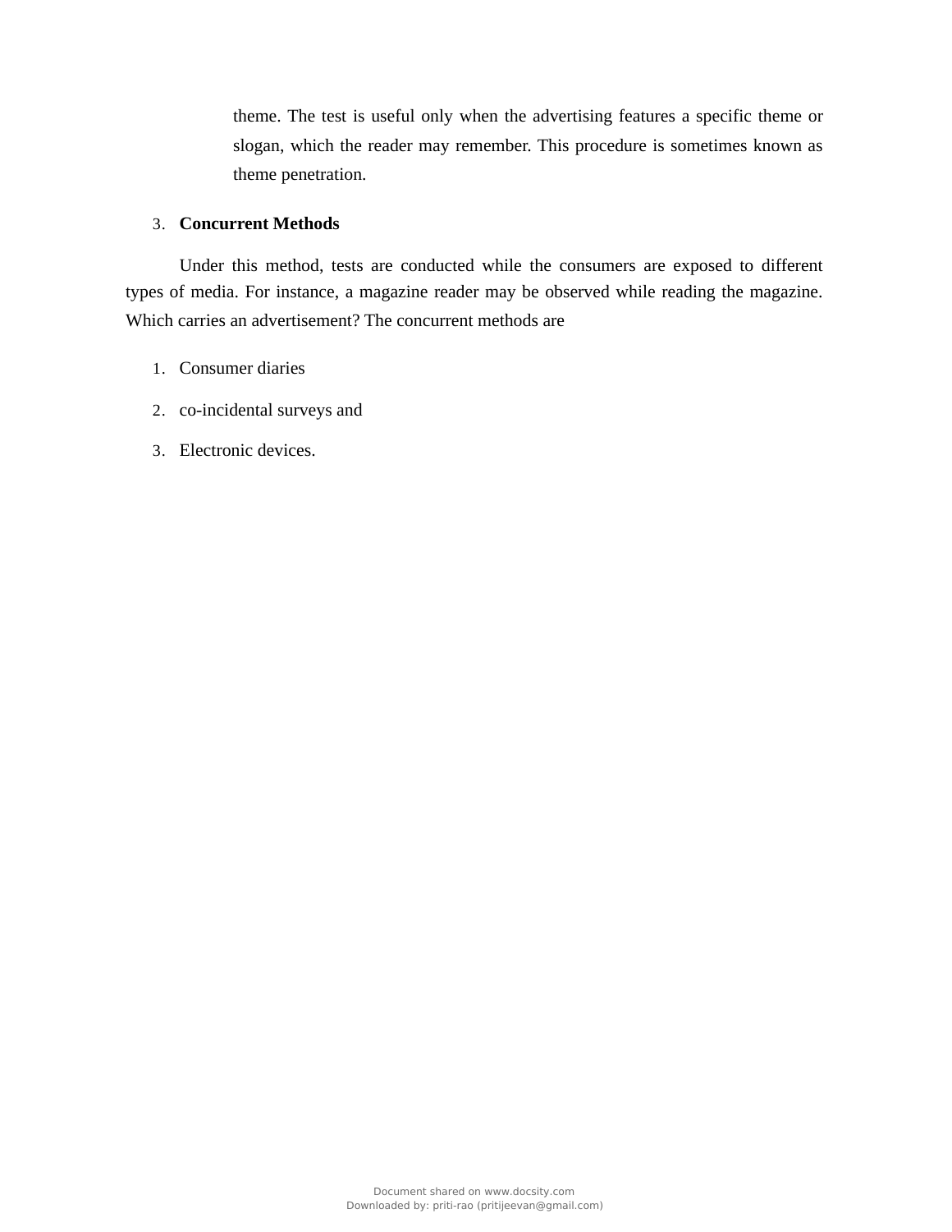theme. The test is useful only when the advertising features a specific theme or slogan, which the reader may remember. This procedure is sometimes known as theme penetration.

3. **Concurrent Methods**

Under this method, tests are conducted while the consumers are exposed to different types of media. For instance, a magazine reader may be observed while reading the magazine. Which carries an advertisement? The concurrent methods are

1. Consumer diaries
2. co-incidental surveys and
3. Electronic devices.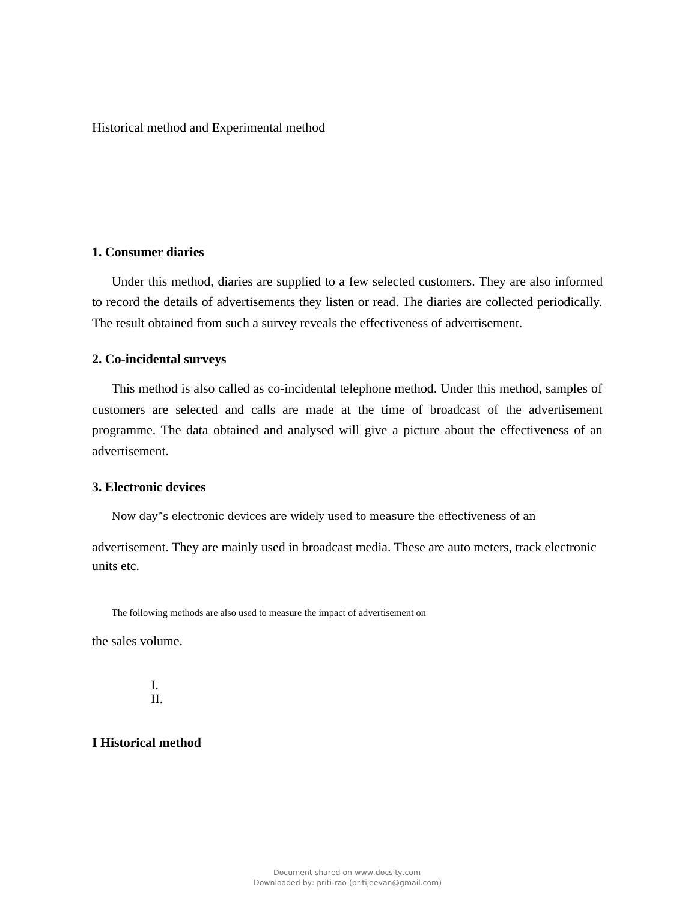Historical method and Experimental method

**1. Consumer diaries**

Under this method, diaries are supplied to a few selected customers. They are also informed to record the details of advertisements they listen or read. The diaries are collected periodically. The result obtained from such a survey reveals the effectiveness of advertisement.

**2. Co-incidental surveys**

This method is also called as co-incidental telephone method. Under this method, samples of customers are selected and calls are made at the time of broadcast of the advertisement programme. The data obtained and analysed will give a picture about the effectiveness of an advertisement.

**3. Electronic devices**

Now day"s electronic devices are widely used to measure the effectiveness of an

advertisement. They are mainly used in broadcast media. These are auto meters, track electronic units etc.

The following methods are also used to measure the impact of advertisement on

the sales volume.

I.
II.

**I Historical method**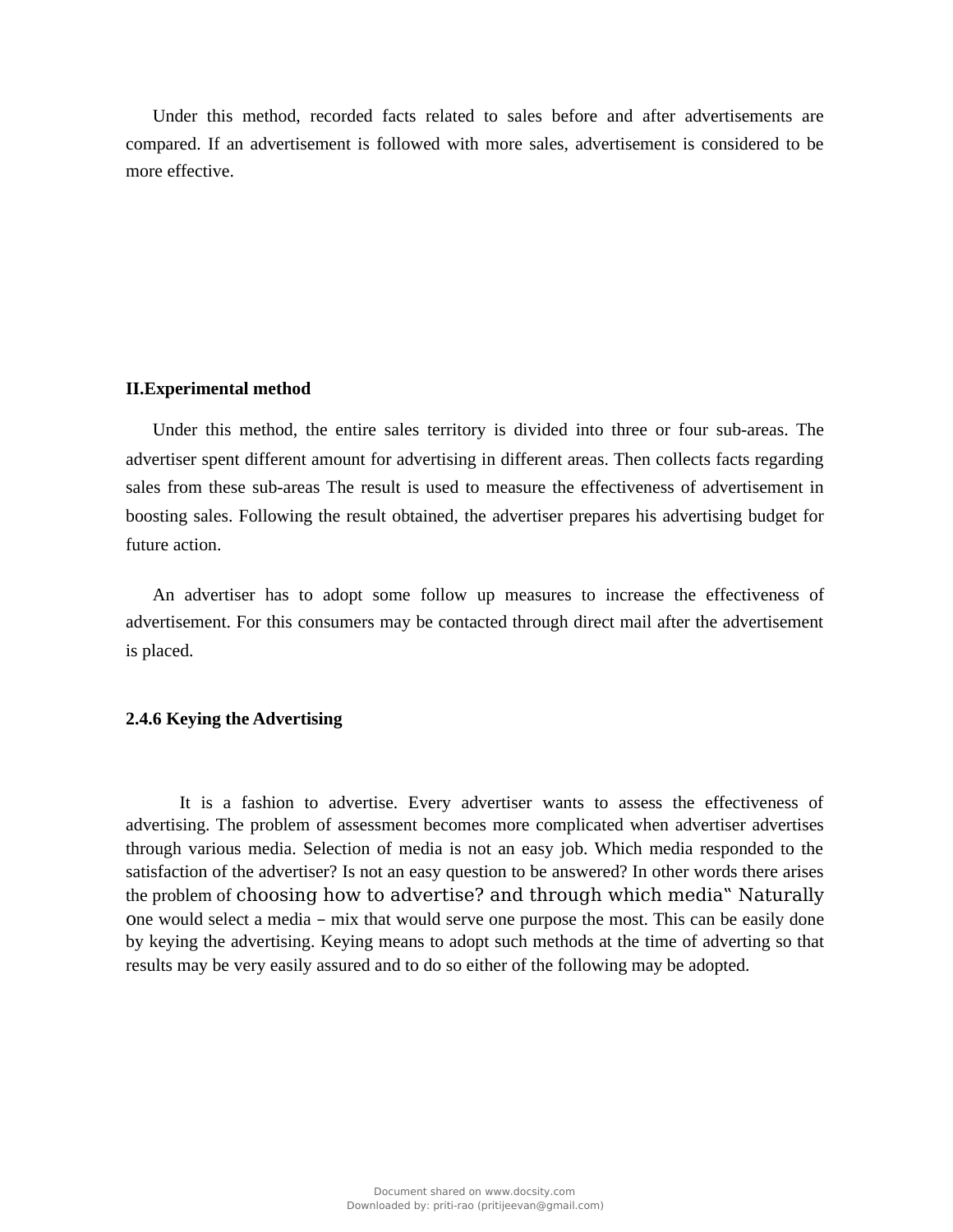Under this method, recorded facts related to sales before and after advertisements are compared. If an advertisement is followed with more sales, advertisement is considered to be more effective.

**II.Experimental method**

Under this method, the entire sales territory is divided into three or four sub-areas. The advertiser spent different amount for advertising in different areas. Then collects facts regarding sales from these sub-areas The result is used to measure the effectiveness of advertisement in boosting sales. Following the result obtained, the advertiser prepares his advertising budget for future action.

An advertiser has to adopt some follow up measures to increase the effectiveness of advertisement. For this consumers may be contacted through direct mail after the advertisement is placed.

**2.4.6 Keying the Advertising**

It is a fashion to advertise. Every advertiser wants to assess the effectiveness of advertising. The problem of assessment becomes more complicated when advertiser advertises through various media. Selection of media is not an easy job. Which media responded to the satisfaction of the advertiser? Is not an easy question to be answered? In other words there arises the problem of choosing how to advertise? and through which media" Naturally one would select a media – mix that would serve one purpose the most. This can be easily done by keying the advertising. Keying means to adopt such methods at the time of adverting so that results may be very easily assured and to do so either of the following may be adopted.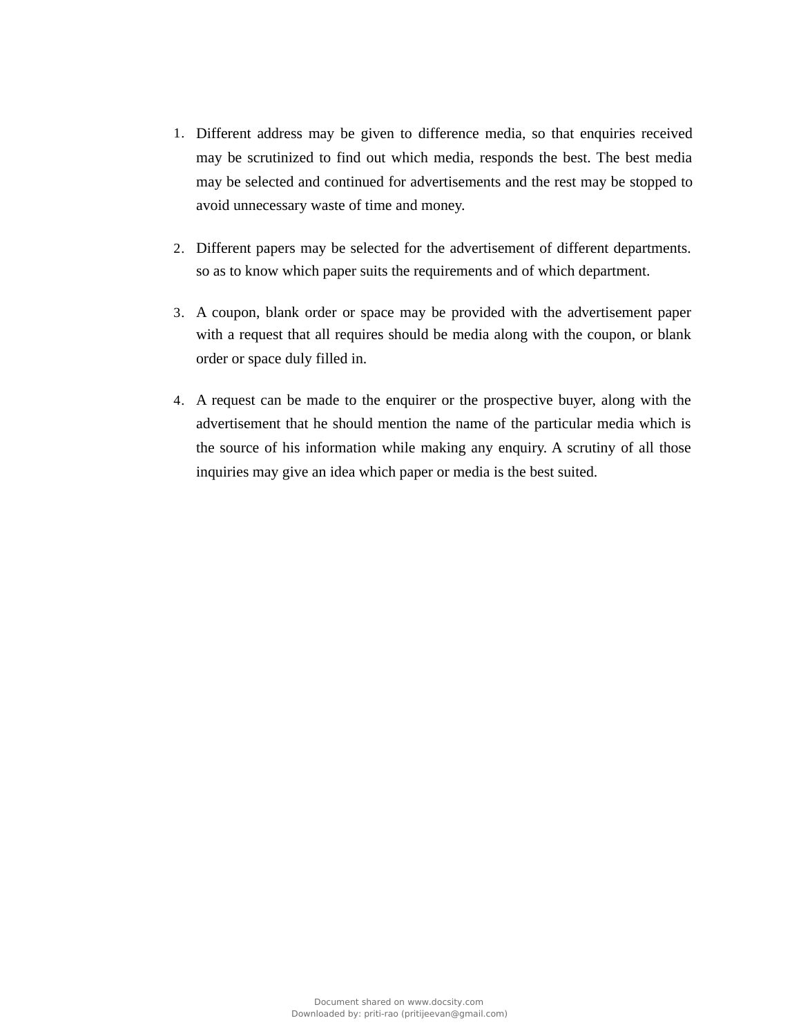1. Different address may be given to difference media, so that enquiries received may be scrutinized to find out which media, responds the best. The best media may be selected and continued for advertisements and the rest may be stopped to avoid unnecessary waste of time and money.

2. Different papers may be selected for the advertisement of different departments. so as to know which paper suits the requirements and of which department.

3. A coupon, blank order or space may be provided with the advertisement paper with a request that all requires should be media along with the coupon, or blank order or space duly filled in.

4. A request can be made to the enquirer or the prospective buyer, along with the advertisement that he should mention the name of the particular media which is the source of his information while making any enquiry. A scrutiny of all those inquiries may give an idea which paper or media is the best suited.